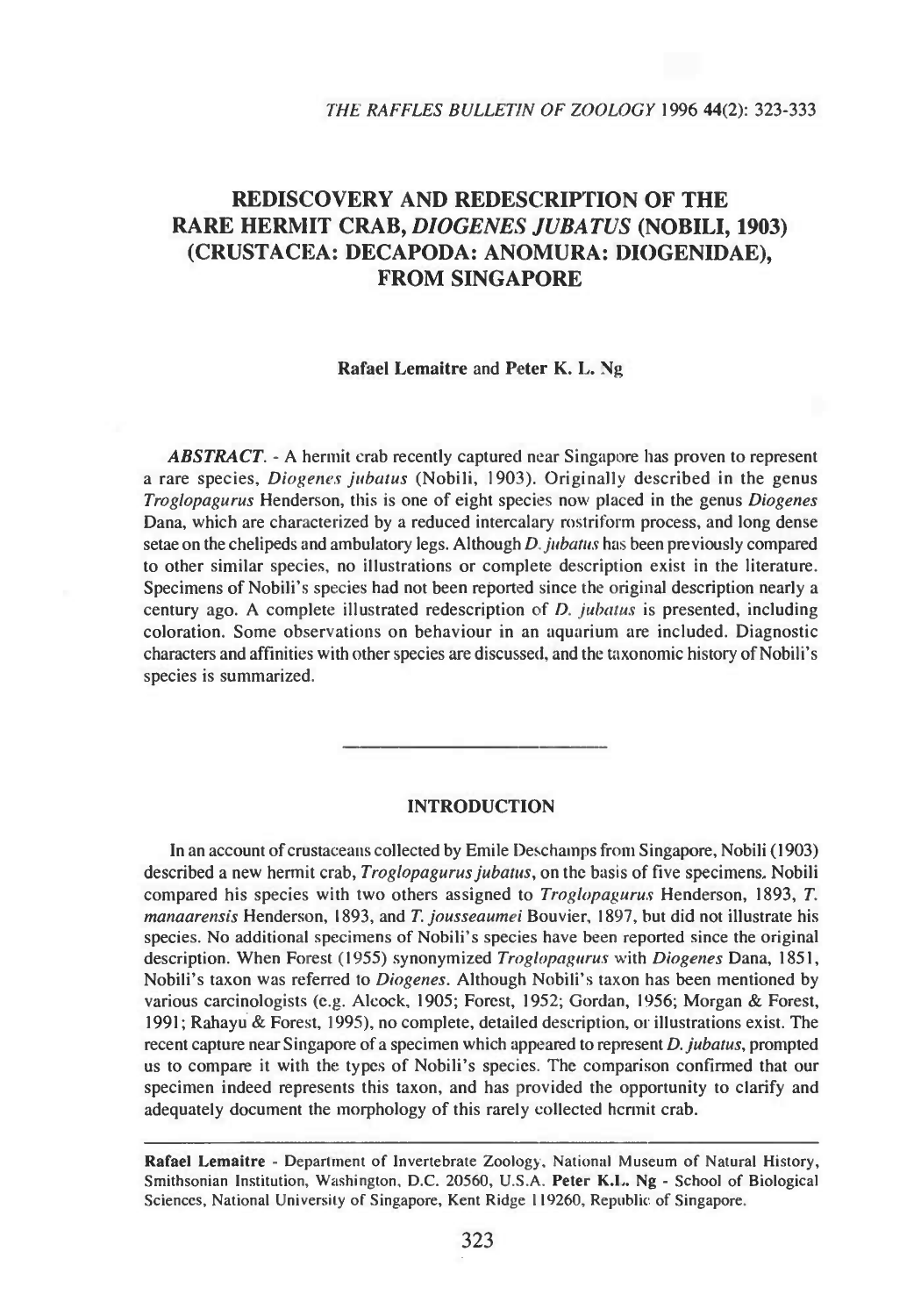# REDISCOVERY AND REDESCRIPTION OF THE RARE HERMIT CRAB, *DIOGENES JUBATUS* (NOBILI, 1903) (CRUSTACEA: DECAPODA: ANOMURA: DIOGENIDAE), FROM SINGAPORE

**Rafael Lemaitre** and **Peter K. L. Ng**

***ABSTRACT***. - A hermit crab recently captured near Singapore has proven to represent a rare species, *Diogenes jubatus* (Nobili, 1903). Originally described in the genus *Troglopagurus* Henderson, this is one of eight species now placed in the genus *Diogenes* Dana, which are characterized by a reduced intercalary rostriform process, and long dense setae on the chelipeds and ambulatory legs. Although *D. jubatus* has been previously compared to other similar species, no illustrations or complete description exist in the literature. Specimens of Nobili's species had not been reported since the original description nearly a century ago. A complete illustrated redescription of *D. jubatus* is presented, including coloration. Some observations on behaviour in an aquarium are included. Diagnostic characters and affinities with other species are discussed, and the taxonomic history of Nobili's species is summarized.

## INTRODUCTION

In an account of crustaceans collected by Emile Deschamps from Singapore, Nobili (1903) described a new hermit crab, *Troglopagurus jubatus*, on the basis of five specimens. Nobili compared his species with two others assigned to *Troglopagurus* Henderson, 1893, *T. manaarensis* Henderson, 1893, and *T. jousseaumei* Bouvier, 1897, but did not illustrate his species. No additional specimens of Nobili's species have been reported since the original description. When Forest (1955) synonymized *Troglopagurus* with *Diogenes* Dana, 1851, Nobili's taxon was referred to *Diogenes*. Although Nobili's taxon has been mentioned by various carcinologists (e.g. Alcock, 1905; Forest, 1952; Gordan, 1956; Morgan & Forest, 1991; Rahayu & Forest, 1995), no complete, detailed description, or illustrations exist. The recent capture near Singapore of a specimen which appeared to represent *D. jubatus*, prompted us to compare it with the types of Nobili's species. The comparison confirmed that our specimen indeed represents this taxon, and has provided the opportunity to clarify and adequately document the morphology of this rarely collected hermit crab.

---

**Rafael Lemaitre** - Department of Invertebrate Zoology, National Museum of Natural History, Smithsonian Institution, Washington, D.C. 20560, U.S.A. **Peter K.L. Ng** - School of Biological Sciences, National University of Singapore, Kent Ridge 119260, Republic of Singapore.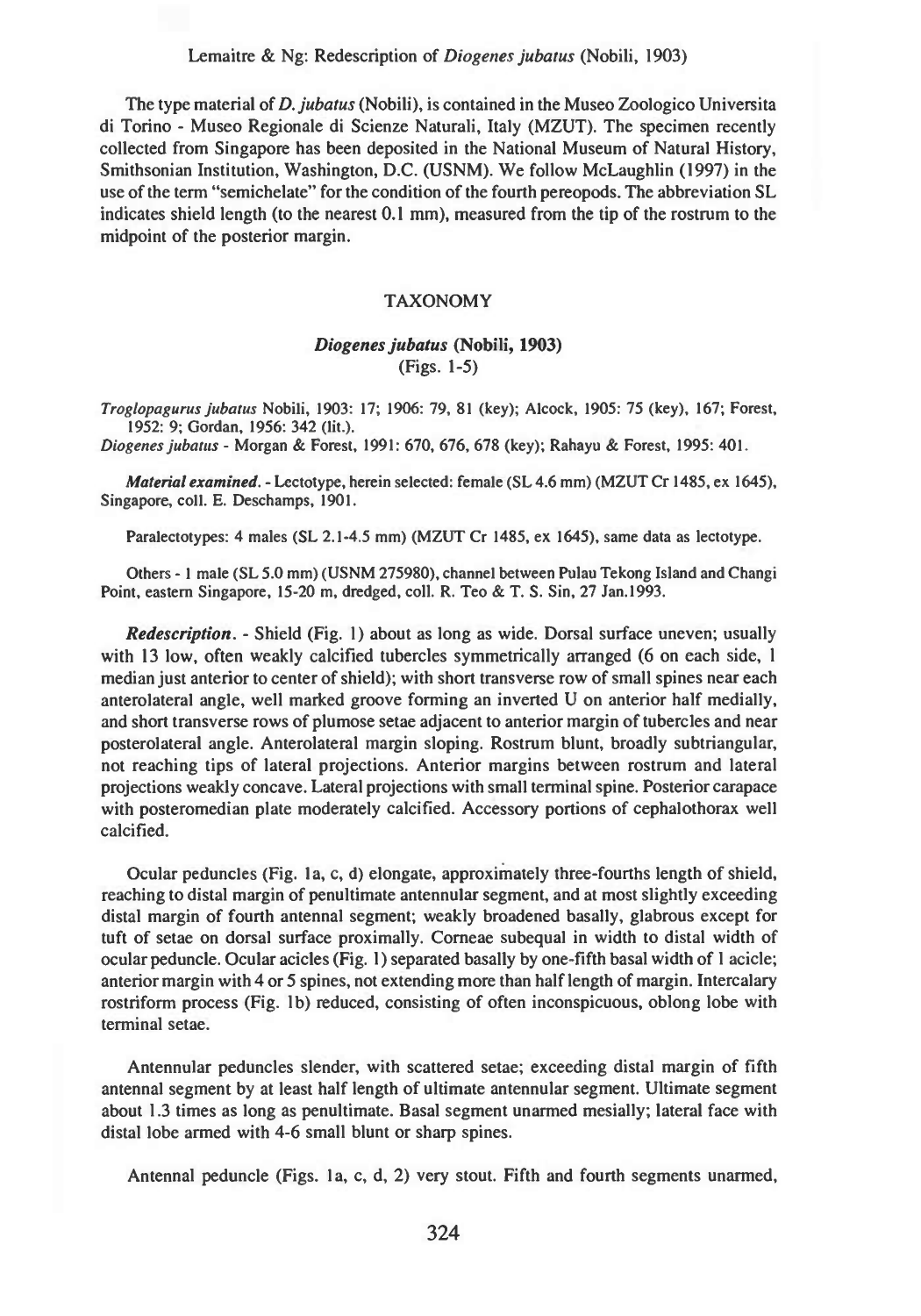The type material of *D. jubatus* (Nobili), is contained in the Museo Zoologico Universita di Torino - Museo Regionale di Scienze Naturali, Italy (MZUT). The specimen recently collected from Singapore has been deposited in the National Museum of Natural History, Smithsonian Institution, Washington, D.C. (USNM). We follow McLaughlin (1997) in the use of the term "semichelate" for the condition of the fourth pereopods. The abbreviation SL indicates shield length (to the nearest 0.1 mm), measured from the tip of the rostrum to the midpoint of the posterior margin.

## TAXONOMY

### *Diogenes jubatus* (Nobili, 1903)
(Figs. 1-5)

*Troglopagurus jubatus* Nobili, 1903: 17; 1906: 79, 81 (key); Alcock, 1905: 75 (key), 167; Forest, 1952: 9; Gordan, 1956: 342 (lit.).

*Diogenes jubatus* - Morgan & Forest, 1991: 670, 676, 678 (key); Rahayu & Forest, 1995: 401.

***Material examined.*** - Lectotype, herein selected: female (SL 4.6 mm) (MZUT Cr 1485, ex 1645), Singapore, coll. E. Deschamps, 1901.

Paralectotypes: 4 males (SL 2.1-4.5 mm) (MZUT Cr 1485, ex 1645), same data as lectotype.

Others - 1 male (SL 5.0 mm) (USNM 275980), channel between Pulau Tekong Island and Changi Point, eastern Singapore, 15-20 m, dredged, coll. R. Teo & T. S. Sin, 27 Jan.1993.

***Redescription.*** - Shield (Fig. 1) about as long as wide. Dorsal surface uneven; usually with 13 low, often weakly calcified tubercles symmetrically arranged (6 on each side, 1 median just anterior to center of shield); with short transverse row of small spines near each anterolateral angle, well marked groove forming an inverted U on anterior half medially, and short transverse rows of plumose setae adjacent to anterior margin of tubercles and near posterolateral angle. Anterolateral margin sloping. Rostrum blunt, broadly subtriangular, not reaching tips of lateral projections. Anterior margins between rostrum and lateral projections weakly concave. Lateral projections with small terminal spine. Posterior carapace with posteromedian plate moderately calcified. Accessory portions of cephalothorax well calcified.

Ocular peduncles (Fig. 1a, c, d) elongate, approximately three-fourths length of shield, reaching to distal margin of penultimate antennular segment, and at most slightly exceeding distal margin of fourth antennal segment; weakly broadened basally, glabrous except for tuft of setae on dorsal surface proximally. Corneae subequal in width to distal width of ocular peduncle. Ocular acicles (Fig. 1) separated basally by one-fifth basal width of 1 acicle; anterior margin with 4 or 5 spines, not extending more than half length of margin. Intercalary rostriform process (Fig. 1b) reduced, consisting of often inconspicuous, oblong lobe with terminal setae.

Antennular peduncles slender, with scattered setae; exceeding distal margin of fifth antennal segment by at least half length of ultimate antennular segment. Ultimate segment about 1.3 times as long as penultimate. Basal segment unarmed mesially; lateral face with distal lobe armed with 4-6 small blunt or sharp spines.

Antennal peduncle (Figs. 1a, c, d, 2) very stout. Fifth and fourth segments unarmed,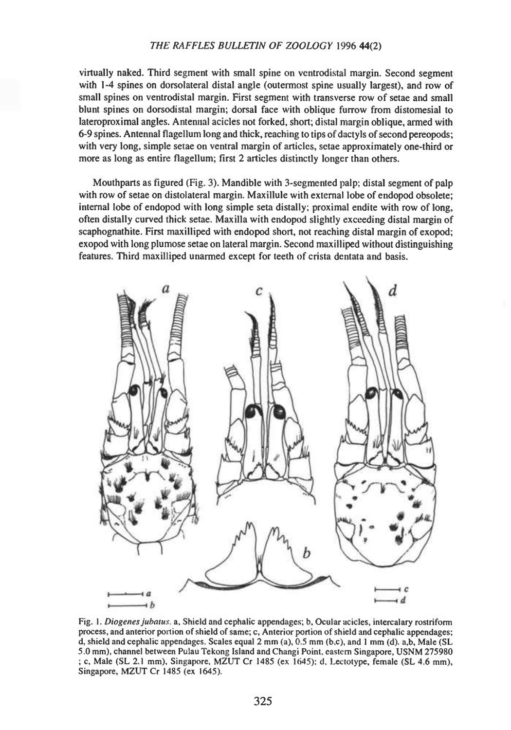virtually naked. Third segment with small spine on ventrodistal margin. Second segment with 1-4 spines on dorsolateral distal angle (outermost spine usually largest), and row of small spines on ventrodistal margin. First segment with transverse row of setae and small blunt spines on dorsodistal margin; dorsal face with oblique furrow from distomesial to lateroproximal angles. Antennal acicles not forked, short; distal margin oblique, armed with 6-9 spines. Antennal flagellum long and thick, reaching to tips of dactyls of second pereopods; with very long, simple setae on ventral margin of articles, setae approximately one-third or more as long as entire flagellum; first 2 articles distinctly longer than others.

Mouthparts as figured (Fig. 3). Mandible with 3-segmented palp; distal segment of palp with row of setae on distolateral margin. Maxillule with external lobe of endopod obsolete; internal lobe of endopod with long simple seta distally; proximal endite with row of long, often distally curved thick setae. Maxilla with endopod slightly exceeding distal margin of scaphognathite. First maxilliped with endopod short, not reaching distal margin of exopod; exopod with long plumose setae on lateral margin. Second maxilliped without distinguishing features. Third maxilliped unarmed except for teeth of crista dentata and basis.

Fig. 1. *Diogenes jubatus*. a, Shield and cephalic appendages; b, Ocular acicles, intercalary rostriform process, and anterior portion of shield of same; c, Anterior portion of shield and cephalic appendages; d, shield and cephalic appendages. Scales equal 2 mm (a), 0.5 mm (b,c), and 1 mm (d). a,b, Male (SL 5.0 mm), channel between Pulau Tekong Island and Changi Point, eastern Singapore, USNM 275980 ; c, Male (SL 2.1 mm), Singapore, MZUT Cr 1485 (ex 1645); d, Lectotype, female (SL 4.6 mm), Singapore, MZUT Cr 1485 (ex 1645).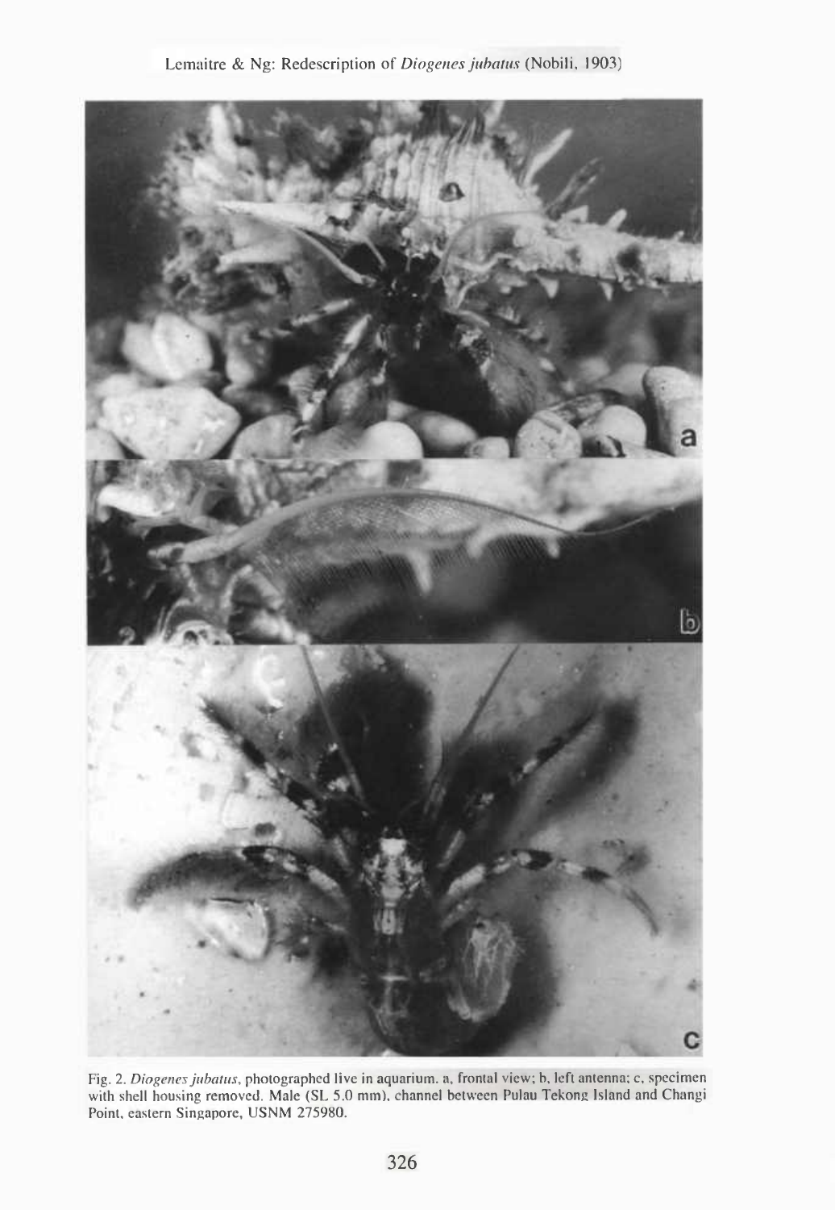Fig. 2. *Diogenes jubatus*, photographed live in aquarium. a, frontal view; b, left antenna; c, specimen with shell housing removed. Male (SL 5.0 mm), channel between Pulau Tekong Island and Changi Point, eastern Singapore, USNM 275980.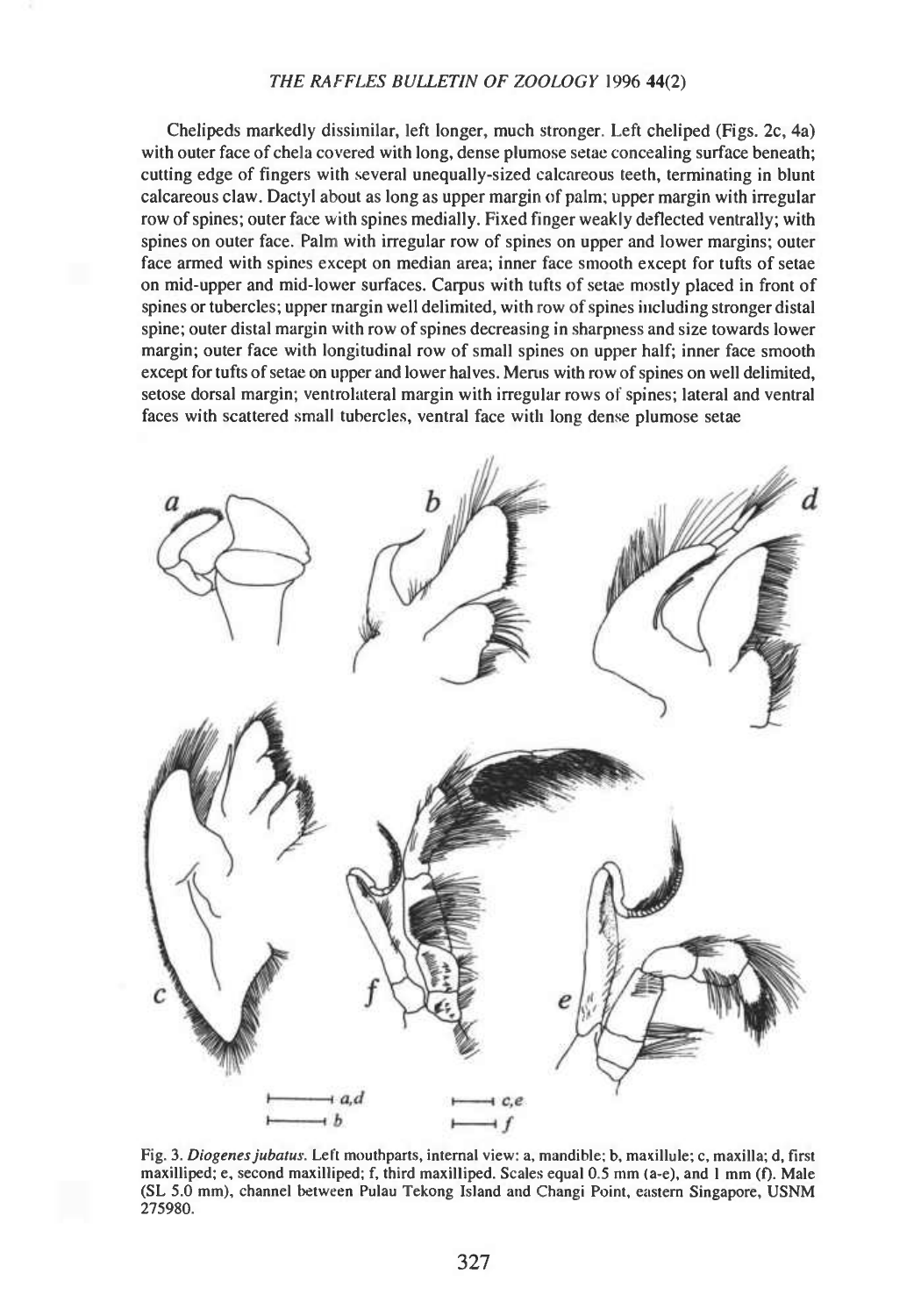Chelipeds markedly dissimilar, left longer, much stronger. Left cheliped (Figs. 2c, 4a) with outer face of chela covered with long, dense plumose setae concealing surface beneath; cutting edge of fingers with several unequally-sized calcareous teeth, terminating in blunt calcareous claw. Dactyl about as long as upper margin of palm; upper margin with irregular row of spines; outer face with spines medially. Fixed finger weakly deflected ventrally; with spines on outer face. Palm with irregular row of spines on upper and lower margins; outer face armed with spines except on median area; inner face smooth except for tufts of setae on mid-upper and mid-lower surfaces. Carpus with tufts of setae mostly placed in front of spines or tubercles; upper margin well delimited, with row of spines including stronger distal spine; outer distal margin with row of spines decreasing in sharpness and size towards lower margin; outer face with longitudinal row of small spines on upper half; inner face smooth except for tufts of setae on upper and lower halves. Merus with row of spines on well delimited, setose dorsal margin; ventrolateral margin with irregular rows of spines; lateral and ventral faces with scattered small tubercles, ventral face with long dense plumose setae

Fig. 3. *Diogenes jubatus*. Left mouthparts, internal view: a, mandible; b, maxillule; c, maxilla; d, first maxilliped; e, second maxilliped; f, third maxilliped. Scales equal 0.5 mm (a-e), and 1 mm (f). Male (SL 5.0 mm), channel between Pulau Tekong Island and Changi Point, eastern Singapore, USNM 275980.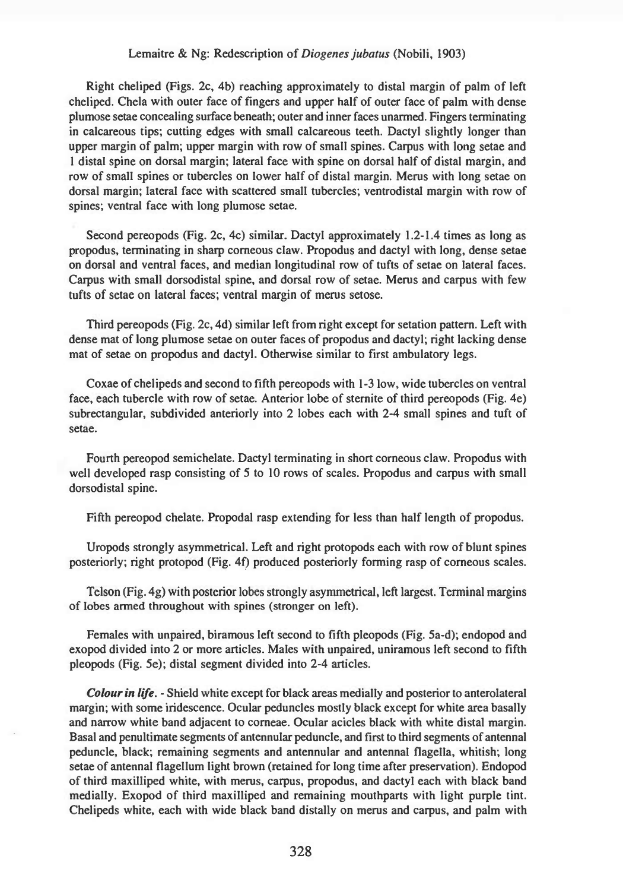Right cheliped (Figs. 2c, 4b) reaching approximately to distal margin of palm of left cheliped. Chela with outer face of fingers and upper half of outer face of palm with dense plumose setae concealing surface beneath; outer and inner faces unarmed. Fingers terminating in calcareous tips; cutting edges with small calcareous teeth. Dactyl slightly longer than upper margin of palm; upper margin with row of small spines. Carpus with long setae and 1 distal spine on dorsal margin; lateral face with spine on dorsal half of distal margin, and row of small spines or tubercles on lower half of distal margin. Merus with long setae on dorsal margin; lateral face with scattered small tubercles; ventrodistal margin with row of spines; ventral face with long plumose setae.

Second pereopods (Fig. 2c, 4c) similar. Dactyl approximately 1.2-1.4 times as long as propodus, terminating in sharp corneous claw. Propodus and dactyl with long, dense setae on dorsal and ventral faces, and median longitudinal row of tufts of setae on lateral faces. Carpus with small dorsodistal spine, and dorsal row of setae. Merus and carpus with few tufts of setae on lateral faces; ventral margin of merus setose.

Third pereopods (Fig. 2c, 4d) similar left from right except for setation pattern. Left with dense mat of long plumose setae on outer faces of propodus and dactyl; right lacking dense mat of setae on propodus and dactyl. Otherwise similar to first ambulatory legs.

Coxae of chelipeds and second to fifth pereopods with 1-3 low, wide tubercles on ventral face, each tubercle with row of setae. Anterior lobe of sternite of third pereopods (Fig. 4e) subrectangular, subdivided anteriorly into 2 lobes each with 2-4 small spines and tuft of setae.

Fourth pereopod semichelate. Dactyl terminating in short corneous claw. Propodus with well developed rasp consisting of 5 to 10 rows of scales. Propodus and carpus with small dorsodistal spine.

Fifth pereopod chelate. Propodal rasp extending for less than half length of propodus.

Uropods strongly asymmetrical. Left and right protopods each with row of blunt spines posteriorly; right protopod (Fig. 4f) produced posteriorly forming rasp of corneous scales.

Telson (Fig. 4g) with posterior lobes strongly asymmetrical, left largest. Terminal margins of lobes armed throughout with spines (stronger on left).

Females with unpaired, biramous left second to fifth pleopods (Fig. 5a-d); endopod and exopod divided into 2 or more articles. Males with unpaired, uniramous left second to fifth pleopods (Fig. 5e); distal segment divided into 2-4 articles.

***Colour in life***. - Shield white except for black areas medially and posterior to anterolateral margin; with some iridescence. Ocular peduncles mostly black except for white area basally and narrow white band adjacent to corneae. Ocular acicles black with white distal margin. Basal and penultimate segments of antennular peduncle, and first to third segments of antennal peduncle, black; remaining segments and antennular and antennal flagella, whitish; long setae of antennal flagellum light brown (retained for long time after preservation). Endopod of third maxilliped white, with merus, carpus, propodus, and dactyl each with black band medially. Exopod of third maxilliped and remaining mouthparts with light purple tint. Chelipeds white, each with wide black band distally on merus and carpus, and palm with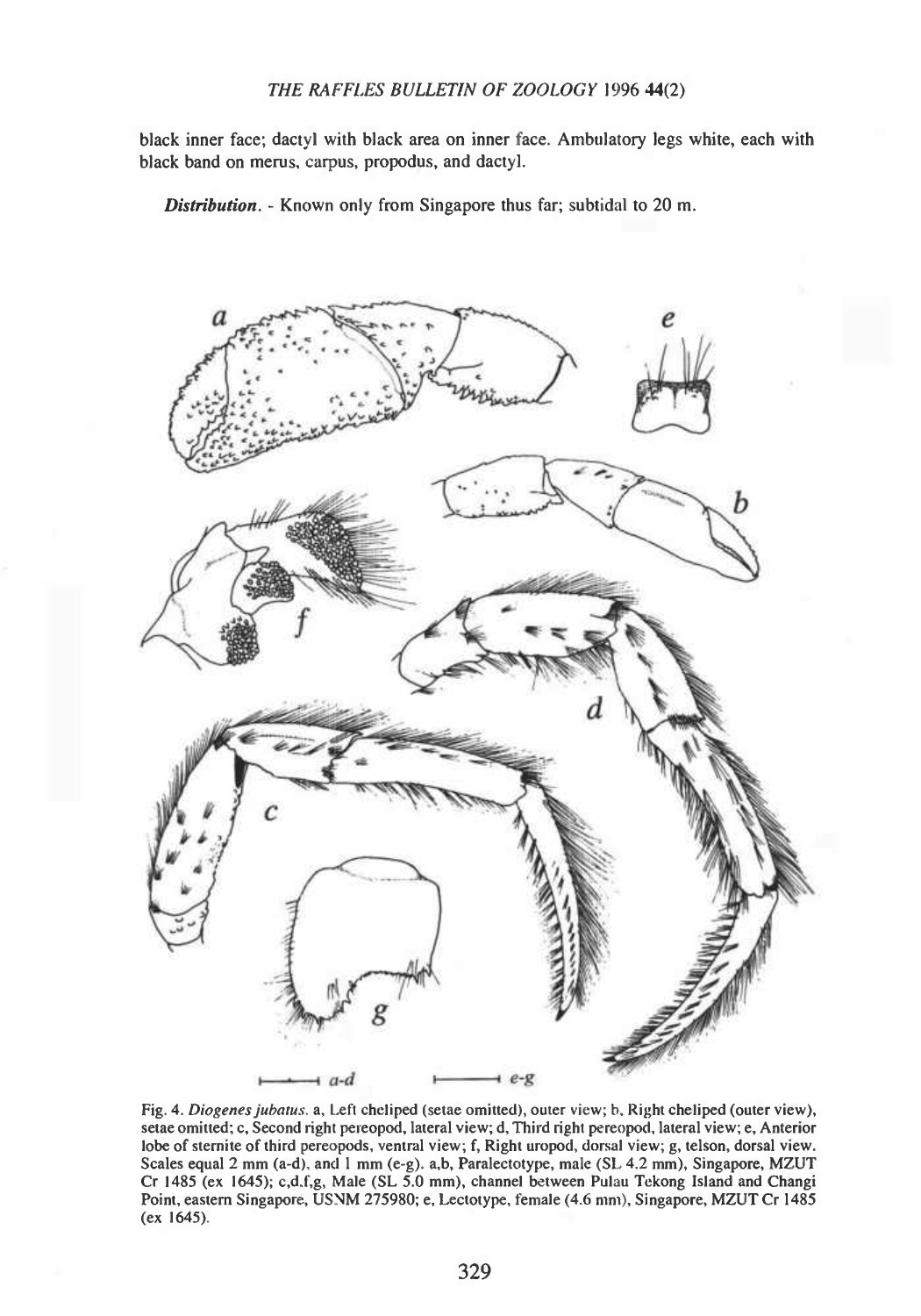black inner face; dactyl with black area on inner face. Ambulatory legs white, each with black band on merus, carpus, propodus, and dactyl.

***Distribution***. - Known only from Singapore thus far; subtidal to 20 m.

Fig. 4. *Diogenes jubatus*. a, Left cheliped (setae omitted), outer view; b, Right cheliped (outer view), setae omitted; c, Second right pereopod, lateral view; d, Third right pereopod, lateral view; e, Anterior lobe of sternite of third pereopods, ventral view; f, Right uropod, dorsal view; g, telson, dorsal view. Scales equal 2 mm (a-d), and 1 mm (e-g). a,b, Paralectotype, male (SL 4.2 mm), Singapore, MZUT Cr 1485 (ex 1645); c,d,f,g, Male (SL 5.0 mm), channel between Pulau Tekong Island and Changi Point, eastern Singapore, USNM 275980; e, Lectotype, female (4.6 mm), Singapore, MZUT Cr 1485 (ex 1645).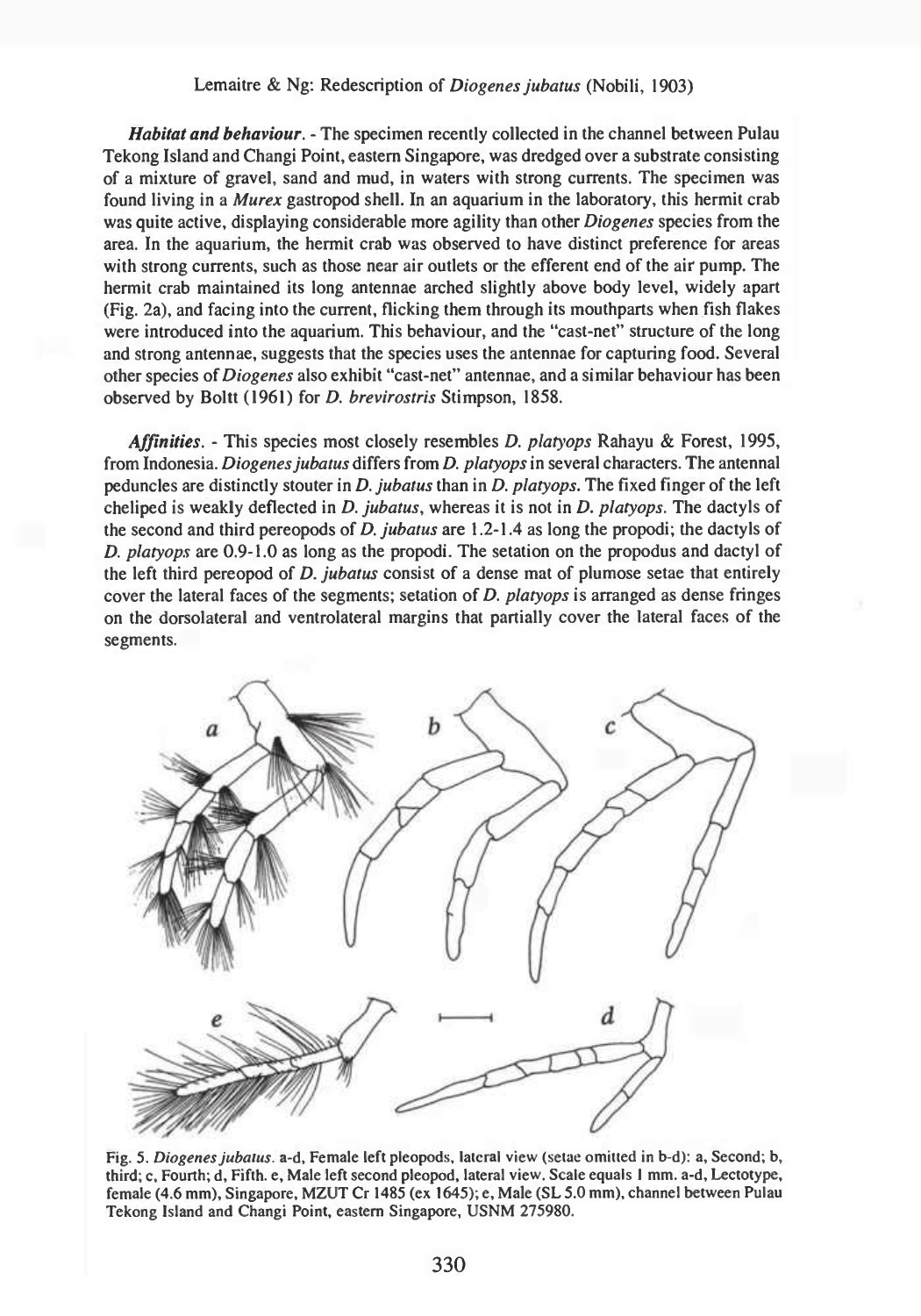***Habitat and behaviour***. - The specimen recently collected in the channel between Pulau Tekong Island and Changi Point, eastern Singapore, was dredged over a substrate consisting of a mixture of gravel, sand and mud, in waters with strong currents. The specimen was found living in a *Murex* gastropod shell. In an aquarium in the laboratory, this hermit crab was quite active, displaying considerable more agility than other *Diogenes* species from the area. In the aquarium, the hermit crab was observed to have distinct preference for areas with strong currents, such as those near air outlets or the efferent end of the air pump. The hermit crab maintained its long antennae arched slightly above body level, widely apart (Fig. 2a), and facing into the current, flicking them through its mouthparts when fish flakes were introduced into the aquarium. This behaviour, and the "cast-net" structure of the long and strong antennae, suggests that the species uses the antennae for capturing food. Several other species of *Diogenes* also exhibit "cast-net" antennae, and a similar behaviour has been observed by Boltt (1961) for *D. brevirostris* Stimpson, 1858.

***Affinities***. - This species most closely resembles *D. platyops* Rahayu & Forest, 1995, from Indonesia. *Diogenes jubatus* differs from *D. platyops* in several characters. The antennal peduncles are distinctly stouter in *D. jubatus* than in *D. platyops*. The fixed finger of the left cheliped is weakly deflected in *D. jubatus*, whereas it is not in *D. platyops*. The dactyls of the second and third pereopods of *D. jubatus* are 1.2-1.4 as long the propodi; the dactyls of *D. platyops* are 0.9-1.0 as long as the propodi. The setation on the propodus and dactyl of the left third pereopod of *D. jubatus* consist of a dense mat of plumose setae that entirely cover the lateral faces of the segments; setation of *D. platyops* is arranged as dense fringes on the dorsolateral and ventrolateral margins that partially cover the lateral faces of the segments.

Fig. 5. *Diogenes jubatus*. a-d, Female left pleopods, lateral view (setae omitted in b-d): a, Second; b, third; c, Fourth; d, Fifth. e, Male left second pleopod, lateral view. Scale equals 1 mm. a-d, Lectotype, female (4.6 mm), Singapore, MZUT Cr 1485 (ex 1645); e, Male (SL 5.0 mm), channel between Pulau Tekong Island and Changi Point, eastern Singapore, USNM 275980.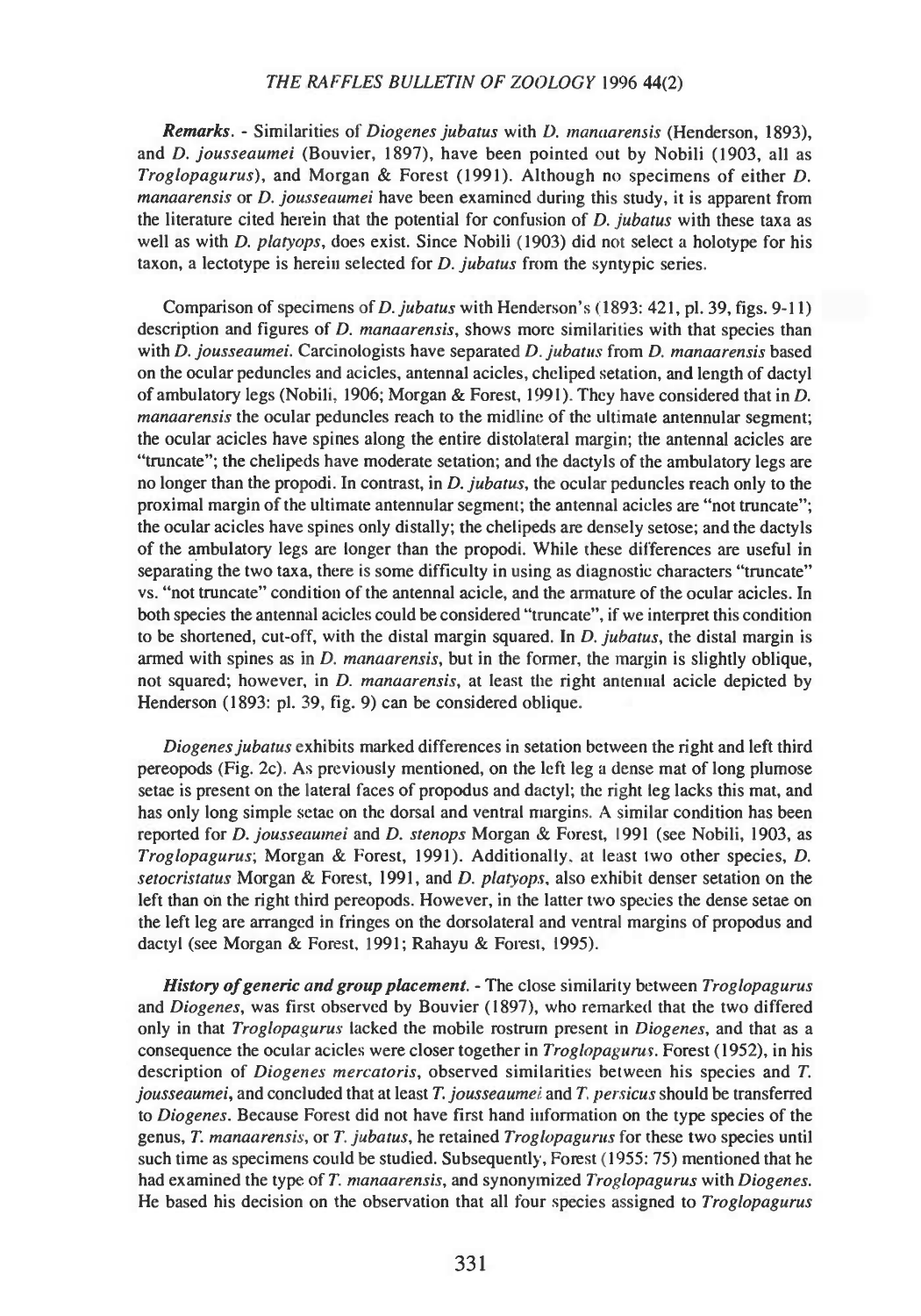***Remarks***. - Similarities of *Diogenes jubatus* with *D. manaarensis* (Henderson, 1893), and *D. jousseaumei* (Bouvier, 1897), have been pointed out by Nobili (1903, all as *Troglopagurus*), and Morgan & Forest (1991). Although no specimens of either *D. manaarensis* or *D. jousseaumei* have been examined during this study, it is apparent from the literature cited herein that the potential for confusion of *D. jubatus* with these taxa as well as with *D. platyops*, does exist. Since Nobili (1903) did not select a holotype for his taxon, a lectotype is herein selected for *D. jubatus* from the syntypic series.

Comparison of specimens of *D. jubatus* with Henderson's (1893: 421, pl. 39, figs. 9-11) description and figures of *D. manaarensis*, shows more similarities with that species than with *D. jousseaumei*. Carcinologists have separated *D. jubatus* from *D. manaarensis* based on the ocular peduncles and acicles, antennal acicles, cheliped setation, and length of dactyl of ambulatory legs (Nobili, 1906; Morgan & Forest, 1991). They have considered that in *D. manaarensis* the ocular peduncles reach to the midline of the ultimate antennular segment; the ocular acicles have spines along the entire distolateral margin; the antennal acicles are "truncate"; the chelipeds have moderate setation; and the dactyls of the ambulatory legs are no longer than the propodi. In contrast, in *D. jubatus*, the ocular peduncles reach only to the proximal margin of the ultimate antennular segment; the antennal acicles are "not truncate"; the ocular acicles have spines only distally; the chelipeds are densely setose; and the dactyls of the ambulatory legs are longer than the propodi. While these differences are useful in separating the two taxa, there is some difficulty in using as diagnostic characters "truncate" vs. "not truncate" condition of the antennal acicle, and the armature of the ocular acicles. In both species the antennal acicles could be considered "truncate", if we interpret this condition to be shortened, cut-off, with the distal margin squared. In *D. jubatus*, the distal margin is armed with spines as in *D. manaarensis*, but in the former, the margin is slightly oblique, not squared; however, in *D. manaarensis*, at least the right antennal acicle depicted by Henderson (1893: pl. 39, fig. 9) can be considered oblique.

*Diogenes jubatus* exhibits marked differences in setation between the right and left third pereopods (Fig. 2c). As previously mentioned, on the left leg a dense mat of long plumose setae is present on the lateral faces of propodus and dactyl; the right leg lacks this mat, and has only long simple setae on the dorsal and ventral margins. A similar condition has been reported for *D. jousseaumei* and *D. stenops* Morgan & Forest, 1991 (see Nobili, 1903, as *Troglopagurus*; Morgan & Forest, 1991). Additionally, at least two other species, *D. setocristatus* Morgan & Forest, 1991, and *D. platyops*, also exhibit denser setation on the left than on the right third pereopods. However, in the latter two species the dense setae on the left leg are arranged in fringes on the dorsolateral and ventral margins of propodus and dactyl (see Morgan & Forest, 1991; Rahayu & Forest, 1995).

***History of generic and group placement***. - The close similarity between *Troglopagurus* and *Diogenes*, was first observed by Bouvier (1897), who remarked that the two differed only in that *Troglopagurus* lacked the mobile rostrum present in *Diogenes*, and that as a consequence the ocular acicles were closer together in *Troglopagurus*. Forest (1952), in his description of *Diogenes mercatoris*, observed similarities between his species and *T. jousseaumei*, and concluded that at least *T. jousseaumei* and *T. persicus* should be transferred to *Diogenes*. Because Forest did not have first hand information on the type species of the genus, *T. manaarensis*, or *T. jubatus*, he retained *Troglopagurus* for these two species until such time as specimens could be studied. Subsequently, Forest (1955: 75) mentioned that he had examined the type of *T. manaarensis*, and synonymized *Troglopagurus* with *Diogenes*. He based his decision on the observation that all four species assigned to *Troglopagurus*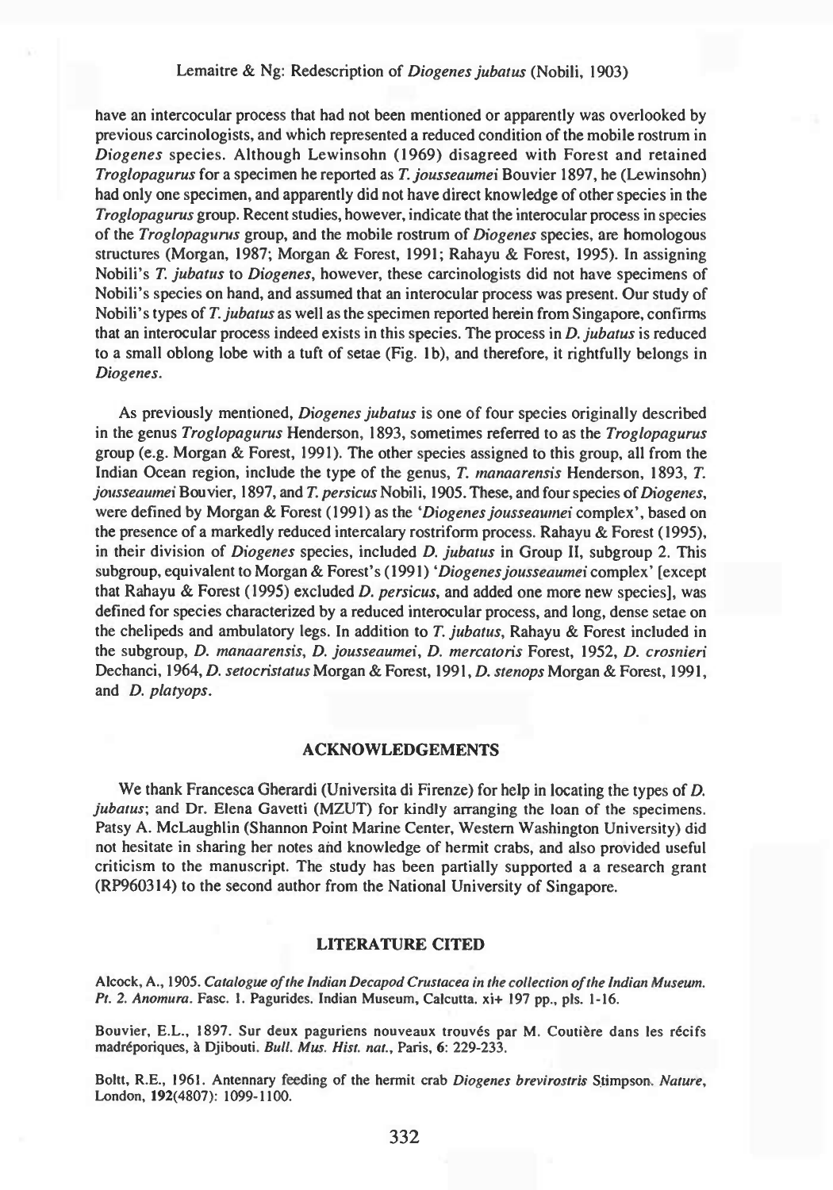have an intercocular process that had not been mentioned or apparently was overlooked by previous carcinologists, and which represented a reduced condition of the mobile rostrum in *Diogenes* species. Although Lewinsohn (1969) disagreed with Forest and retained *Troglopagurus* for a specimen he reported as *T. jousseaumei* Bouvier 1897, he (Lewinsohn) had only one specimen, and apparently did not have direct knowledge of other species in the *Troglopagurus* group. Recent studies, however, indicate that the interocular process in species of the *Troglopagurus* group, and the mobile rostrum of *Diogenes* species, are homologous structures (Morgan, 1987; Morgan & Forest, 1991; Rahayu & Forest, 1995). In assigning Nobili's *T. jubatus* to *Diogenes*, however, these carcinologists did not have specimens of Nobili's species on hand, and assumed that an interocular process was present. Our study of Nobili's types of *T. jubatus* as well as the specimen reported herein from Singapore, confirms that an interocular process indeed exists in this species. The process in *D. jubatus* is reduced to a small oblong lobe with a tuft of setae (Fig. 1b), and therefore, it rightfully belongs in *Diogenes*.

As previously mentioned, *Diogenes jubatus* is one of four species originally described in the genus *Troglopagurus* Henderson, 1893, sometimes referred to as the *Troglopagurus* group (e.g. Morgan & Forest, 1991). The other species assigned to this group, all from the Indian Ocean region, include the type of the genus, *T. manaarensis* Henderson, 1893, *T. jousseaumei* Bouvier, 1897, and *T. persicus* Nobili, 1905. These, and four species of *Diogenes*, were defined by Morgan & Forest (1991) as the '*Diogenes jousseaumei* complex', based on the presence of a markedly reduced intercalary rostriform process. Rahayu & Forest (1995), in their division of *Diogenes* species, included *D. jubatus* in Group II, subgroup 2. This subgroup, equivalent to Morgan & Forest's (1991) '*Diogenes jousseaumei* complex' [except that Rahayu & Forest (1995) excluded *D. persicus*, and added one more new species], was defined for species characterized by a reduced interocular process, and long, dense setae on the chelipeds and ambulatory legs. In addition to *T. jubatus*, Rahayu & Forest included in the subgroup, *D. manaarensis*, *D. jousseaumei*, *D. mercatoris* Forest, 1952, *D. crosnieri* Dechanci, 1964, *D. setocristatus* Morgan & Forest, 1991, *D. stenops* Morgan & Forest, 1991, and *D. platyops*.

## ACKNOWLEDGEMENTS

We thank Francesca Gherardi (Universita di Firenze) for help in locating the types of *D. jubatus*; and Dr. Elena Gavetti (MZUT) for kindly arranging the loan of the specimens. Patsy A. McLaughlin (Shannon Point Marine Center, Western Washington University) did not hesitate in sharing her notes and knowledge of hermit crabs, and also provided useful criticism to the manuscript. The study has been partially supported a a research grant (RP960314) to the second author from the National University of Singapore.

## LITERATURE CITED

Alcock, A., 1905. *Catalogue of the Indian Decapod Crustacea in the collection of the Indian Museum. Pt. 2. Anomura.* Fasc. 1. Pagurides. Indian Museum, Calcutta. xi+ 197 pp., pls. 1-16.

Bouvier, E.L., 1897. Sur deux paguriens nouveaux trouvés par M. Coutière dans les récifs madréporiques, à Djibouti. *Bull. Mus. Hist. nat.*, Paris, **6**: 229-233.

Boltt, R.E., 1961. Antennary feeding of the hermit crab *Diogenes brevirostris* Stimpson. *Nature*, London, **192**(4807): 1099-1100.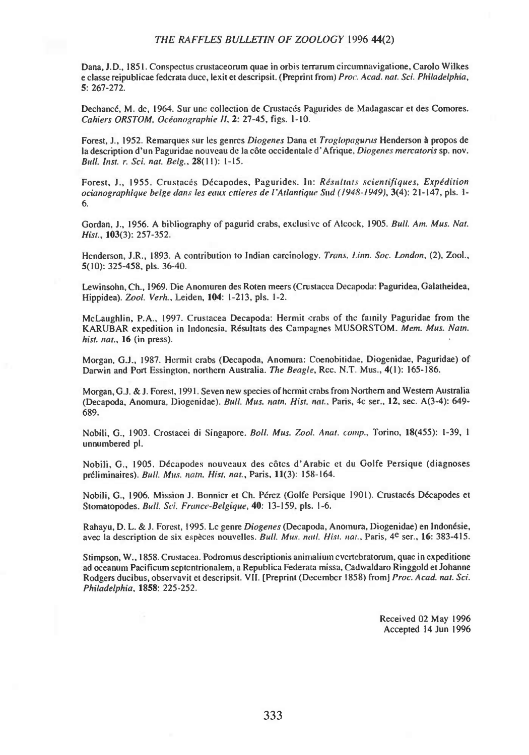Dana, J.D., 1851. Conspectus crustaceorum quae in orbis terrarum circumnavigatione, Carolo Wilkes e classe reipublicae fedcrata duce, lexit et descripsit. (Preprint from) *Proc. Acad. nat. Sci. Philadelphia*, **5**: 267-272.

Dechancé, M. de, 1964. Sur une collection de Crustacés Pagurides de Madagascar et des Comores. *Cahiers ORSTOM, Océanographie II*, **2**: 27-45, figs. 1-10.

Forest, J., 1952. Remarques sur les genres *Diogenes* Dana et *Troglopagurus* Henderson à propos de la description d'un Paguridae nouveau de la côte occidentale d'Afrique, *Diogenes mercatoris* sp. nov. *Bull. Inst. r. Sci. nat. Belg.*, **28**(11): 1-15.

Forest, J., 1955. Crustacés Décapodes, Pagurides. In: *Résultats scientifiques, Expédition océanographique belge dans les eaux cttieres de l'Atlantique Sud (1948-1949)*, **3**(4): 21-147, pls. 1-6.

Gordan, J., 1956. A bibliography of pagurid crabs, exclusive of Alcock, 1905. *Bull. Am. Mus. Nat. Hist.*, **103**(3): 257-352.

Henderson, J.R., 1893. A contribution to Indian carcinology. *Trans. Linn. Soc. London*, (2), Zool., **5**(10): 325-458, pls. 36-40.

Lewinsohn, Ch., 1969. Die Anomuren des Roten meers (Crustacea Decapoda: Paguridea, Galatheidea, Hippidea). *Zool. Verh.*, Leiden, **104**: 1-213, pls. 1-2.

McLaughlin, P.A., 1997. Crustacea Decapoda: Hermit crabs of the family Paguridae from the KARUBAR expedition in Indonesia. Résultats des Campagnes MUSORSTOM. *Mem. Mus. Natn. hist. nat.*, **16** (in press).

Morgan, G.J., 1987. Hermit crabs (Decapoda, Anomura: Coenobitidae, Diogenidae, Paguridae) of Darwin and Port Essington, northern Australia. *The Beagle*, Rec. N.T. Mus., **4**(1): 165-186.

Morgan, G.J. & J. Forest, 1991. Seven new species of hermit crabs from Northern and Western Australia (Decapoda, Anomura, Diogenidae). *Bull. Mus. natn. Hist. nat.*, Paris, 4e ser., **12**, sec. A(3-4): 649-689.

Nobili, G., 1903. Crostacei di Singapore. *Boll. Mus. Zool. Anat. comp.*, Torino, **18**(455): 1-39, 1 unnumbered pl.

Nobili, G., 1905. Décapodes nouveaux des côtes d'Arabie et du Golfe Persique (diagnoses préliminaires). *Bull. Mus. natn. Hist. nat.*, Paris, **11**(3): 158-164.

Nobili, G., 1906. Mission J. Bonnier et Ch. Pérez (Golfe Persique 1901). Crustacés Décapodes et Stomatopodes. *Bull. Sci. France-Belgique*, **40**: 13-159, pls. 1-6.

Rahayu, D. L. & J. Forest, 1995. Le genre *Diogenes* (Decapoda, Anomura, Diogenidae) en Indonésie, avec la description de six espèces nouvelles. *Bull. Mus. natl. Hist. nat.*, Paris, 4e ser., **16**: 383-415.

Stimpson, W., 1858. Crustacea. Podromus descriptionis animalium evertebratorum, quae in expeditione ad oceanum Pacificum septentrionalem, a Republica Federata missa, Cadwaldaro Ringgold et Johanne Rodgers ducibus, observavit et descripsit. VII. [Preprint (December 1858) from] *Proc. Acad. nat. Sci. Philadelphia*, **1858**: 225-252.

Received 02 May 1996
Accepted 14 Jun 1996